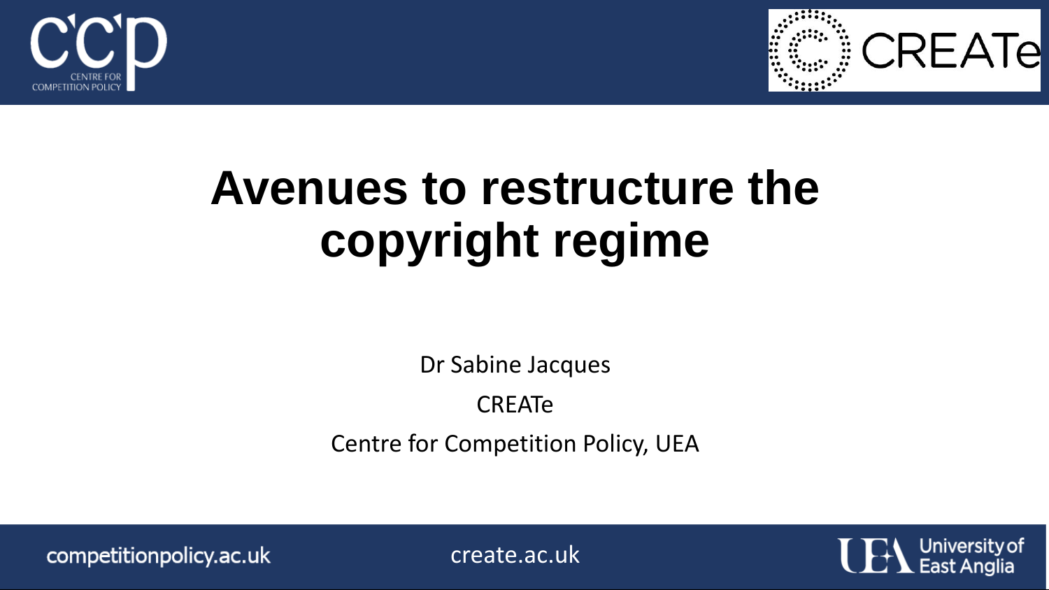# Avenues to restructure the copyright regime

Dr Sabine Jacques

CREATe

Centre for Competition Policy, UEA

competitionpolicy.ac.uk

create.ac.uk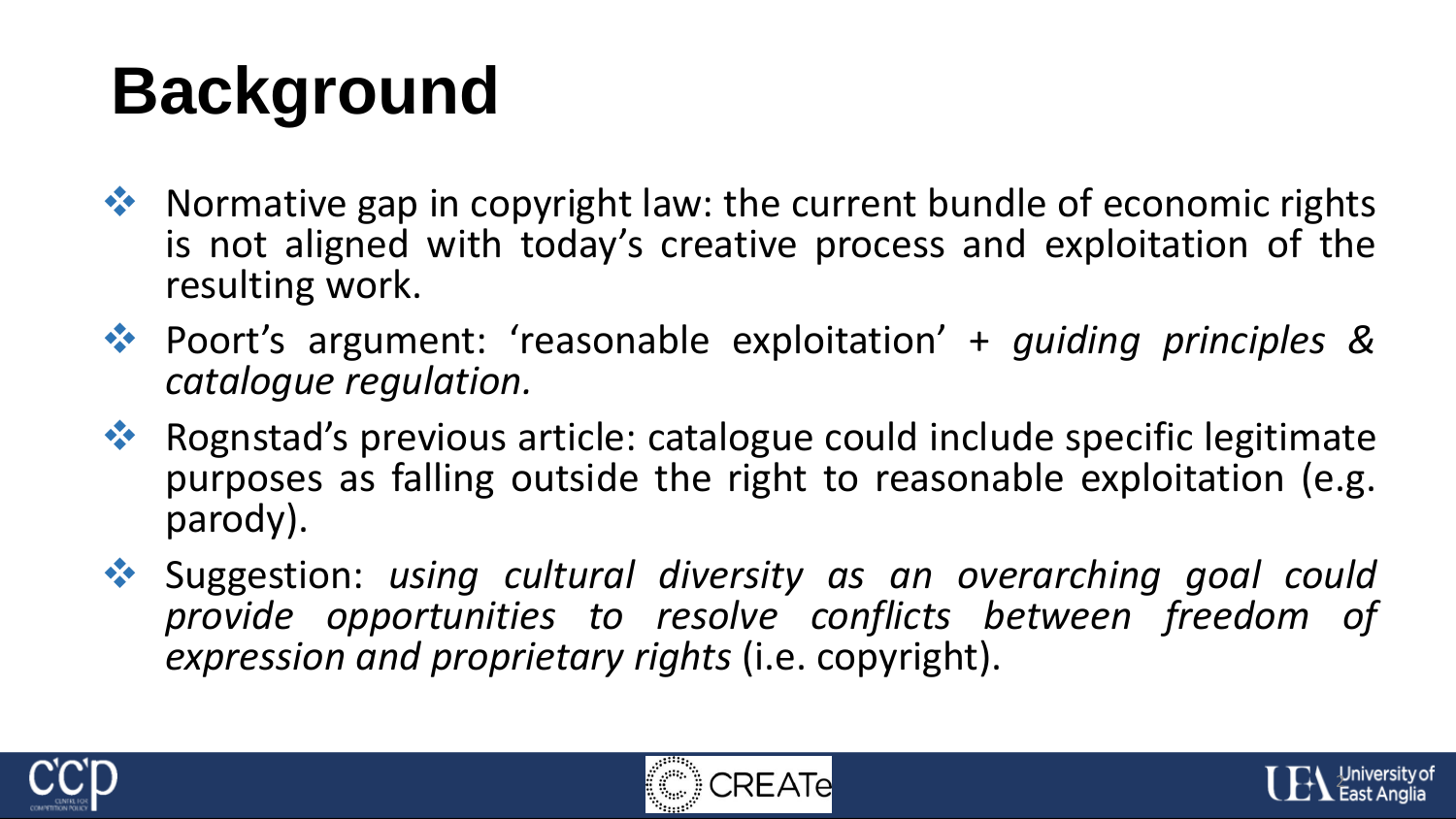# Background

- Normative gap in copyright law: the current bundle of economic rights is not aligned with today's creative process and exploitation of the resulting work.
- Poort's argument: 'reasonable exploitation' + *guiding principles & catalogue regulation.*
- Rognstad's previous article: catalogue could include specific legitimate purposes as falling outside the right to reasonable exploitation (e.g. parody).
- Suggestion: *using cultural diversity as an overarching goal could provide opportunities to resolve conflicts between freedom of expression and proprietary rights* (i.e. copyright).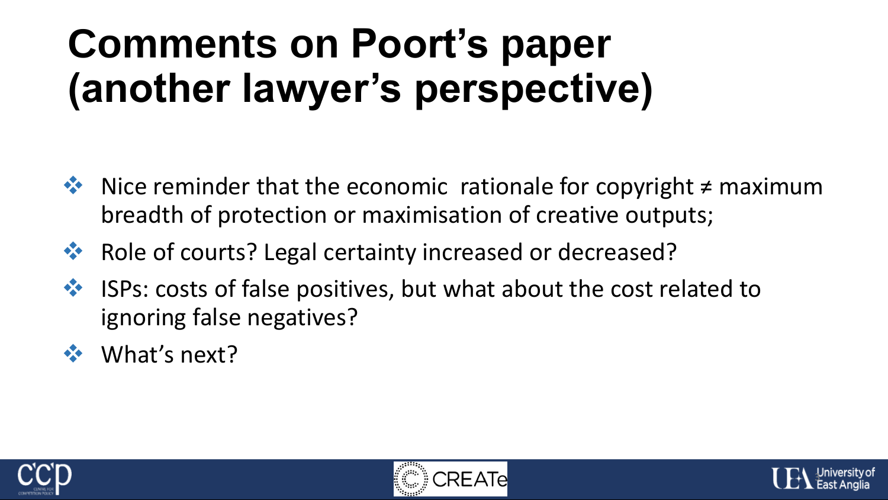# Comments on Poort's paper (another lawyer's perspective)

- Nice reminder that the economic rationale for copyright ≠ maximum breadth of protection or maximisation of creative outputs;
- Role of courts? Legal certainty increased or decreased?
- ISPs: costs of false positives, but what about the cost related to ignoring false negatives?
- What's next?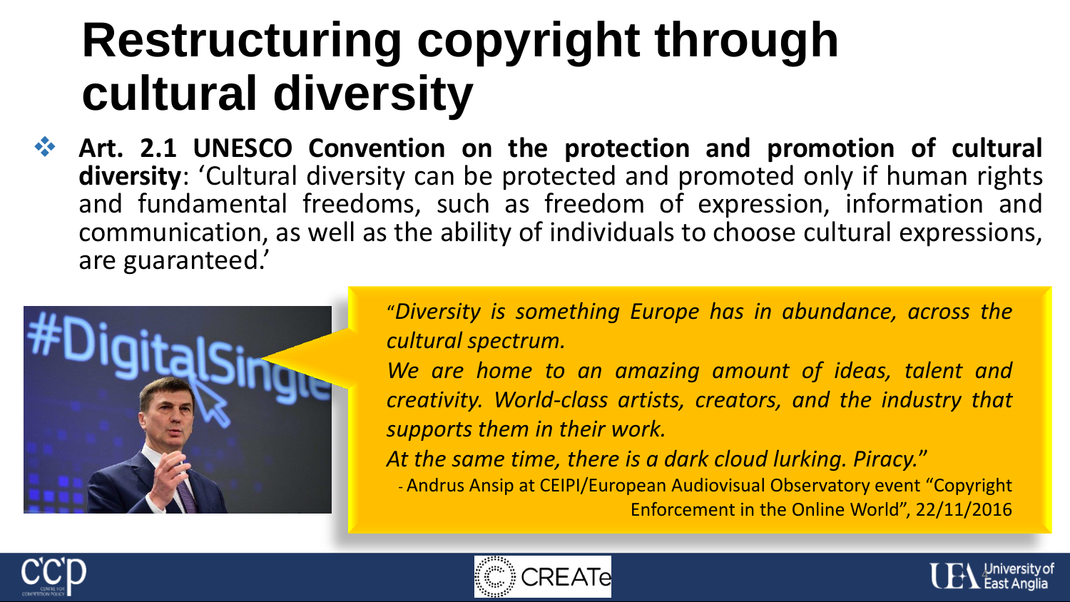# Restructuring copyright through cultural diversity

- **Art. 2.1 UNESCO Convention on the protection and promotion of cultural diversity**: 'Cultural diversity can be protected and promoted only if human rights and fundamental freedoms, such as freedom of expression, information and communication, as well as the ability of individuals to choose cultural expressions, are guaranteed.'

"*Diversity is something Europe has in abundance, across the cultural spectrum.*

*We are home to an amazing amount of ideas, talent and creativity. World-class artists, creators, and the industry that supports them in their work.*

*At the same time, there is a dark cloud lurking. Piracy.*"

- Andrus Ansip at CEIPI/European Audiovisual Observatory event "Copyright Enforcement in the Online World", 22/11/2016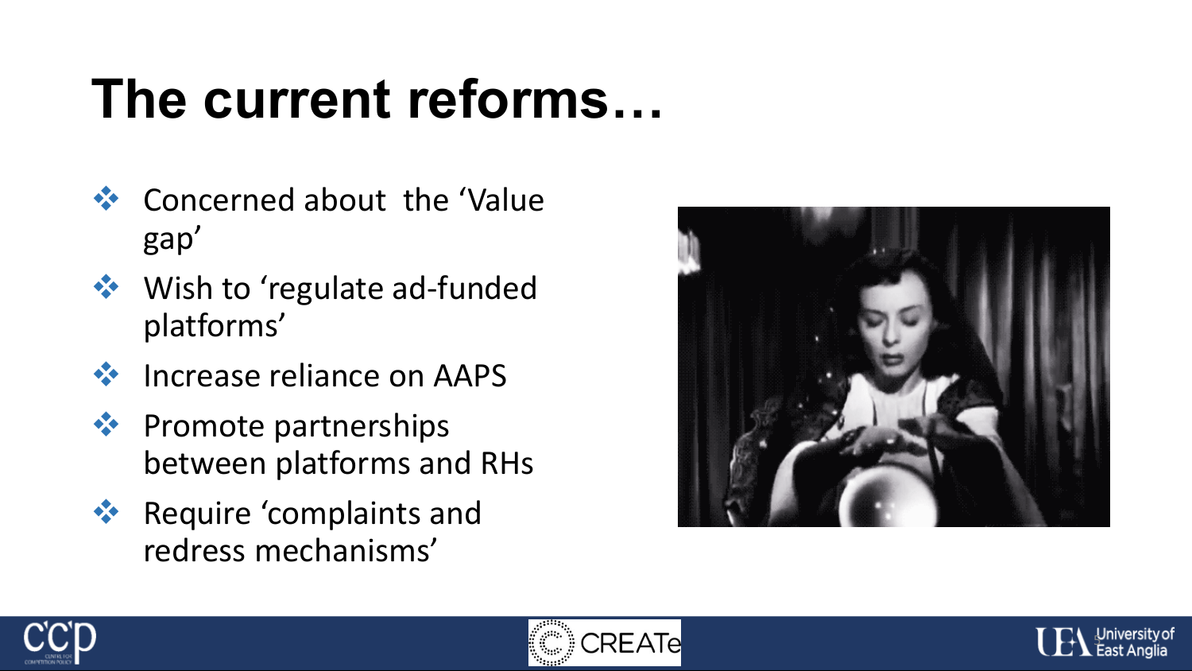# The current reforms…

- Concerned about the 'Value gap'
- Wish to 'regulate ad-funded platforms'
- Increase reliance on AAPS
- Promote partnerships between platforms and RHs
- Require 'complaints and redress mechanisms'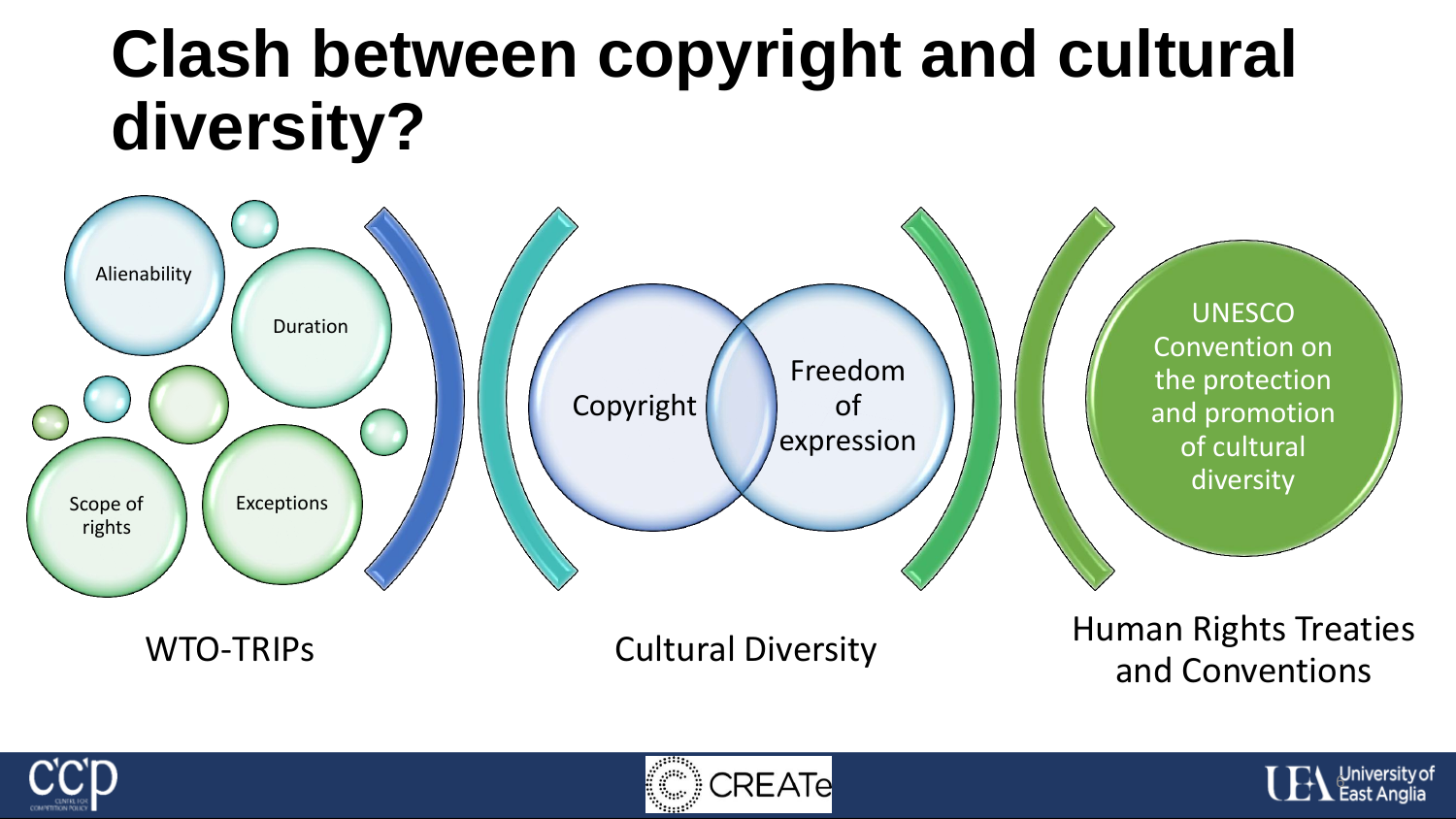# Clash between copyright and cultural diversity?

Alienability

Duration

Scope of rights

Exceptions

WTO-TRIPs

Copyright

Freedom of expression

Cultural Diversity

UNESCO Convention on the protection and promotion of cultural diversity

Human Rights Treaties and Conventions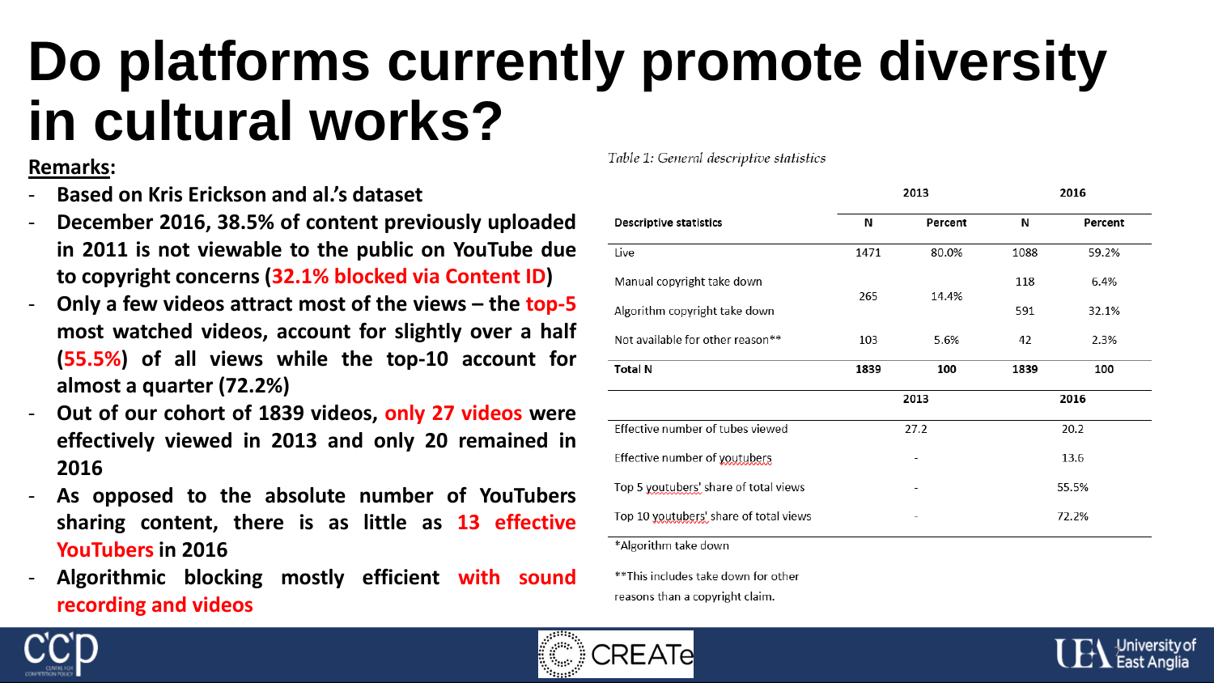# Do platforms currently promote diversity in cultural works?

**Remarks:**

- **Based on Kris Erickson and al.'s dataset**
- **December 2016, 38.5% of content previously uploaded in 2011 is not viewable to the public on YouTube due to copyright concerns (32.1% blocked via Content ID)**
- **Only a few videos attract most of the views – the top-5 most watched videos, account for slightly over a half (55.5%) of all views while the top-10 account for almost a quarter (72.2%)**
- **Out of our cohort of 1839 videos, only 27 videos were effectively viewed in 2013 and only 20 remained in 2016**
- **As opposed to the absolute number of YouTubers sharing content, there is as little as 13 effective YouTubers in 2016**
- **Algorithmic blocking mostly efficient with sound recording and videos**

*Table 1: General descriptive statistics*

| | 2013 | | 2016 | |
|---|---|---|---|---|
| **Descriptive statistics** | **N** | **Percent** | **N** | **Percent** |
| Live | 1471 | 80.0% | 1088 | 59.2% |
| Manual copyright take down | 265 | 14.4% | 118 | 6.4% |
| Algorithm copyright take down | | | 591 | 32.1% |
| Not available for other reason** | 103 | 5.6% | 42 | 2.3% |
| **Total N** | **1839** | **100** | **1839** | **100** |
| | **2013** | | **2016** | |
| Effective number of tubes viewed | 27.2 | | 20.2 | |
| Effective number of youtubers | - | | 13.6 | |
| Top 5 youtubers' share of total views | - | | 55.5% | |
| Top 10 youtubers' share of total views | - | | 72.2% | |

*Algorithm take down

**This includes take down for other reasons than a copyright claim.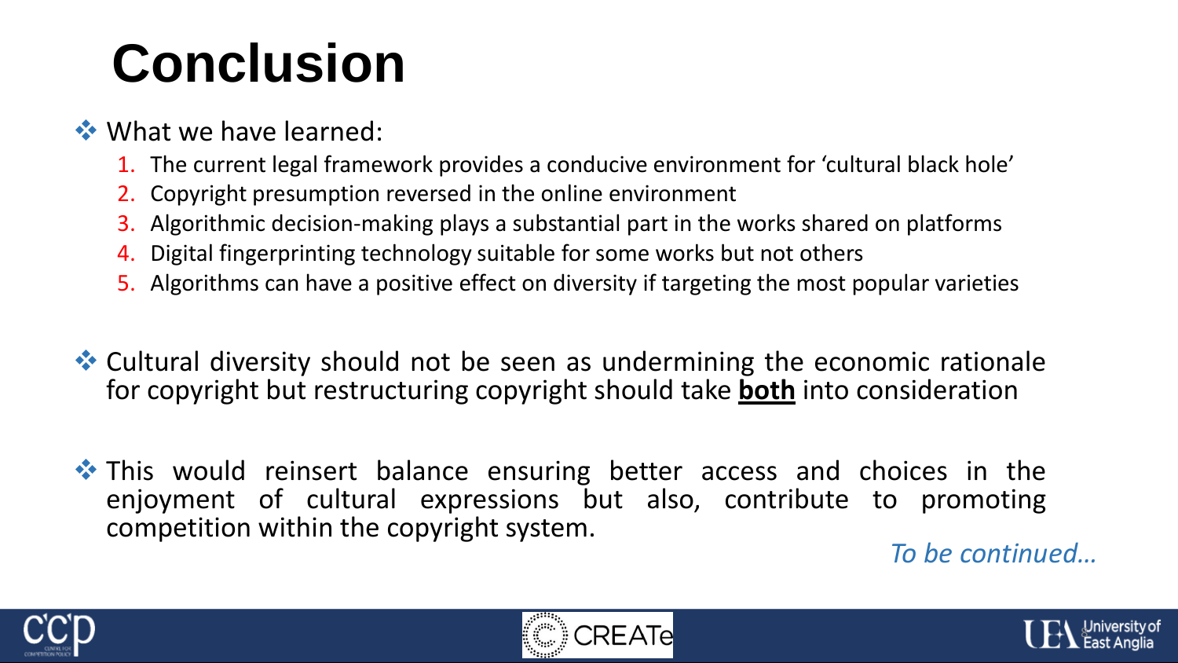# Conclusion

- What we have learned:
  1. The current legal framework provides a conducive environment for 'cultural black hole'
  2. Copyright presumption reversed in the online environment
  3. Algorithmic decision-making plays a substantial part in the works shared on platforms
  4. Digital fingerprinting technology suitable for some works but not others
  5. Algorithms can have a positive effect on diversity if targeting the most popular varieties

- Cultural diversity should not be seen as undermining the economic rationale for copyright but restructuring copyright should take **both** into consideration

- This would reinsert balance ensuring better access and choices in the enjoyment of cultural expressions but also, contribute to promoting competition within the copyright system.

*To be continued…*